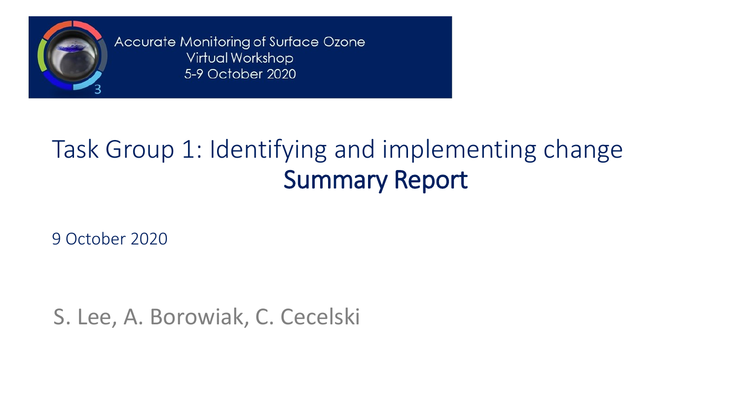Accurate Monitoring of Surface Ozone
Virtual Workshop
5-9 October 2020

# Task Group 1: Identifying and implementing change
## Summary Report

9 October 2020

S. Lee, A. Borowiak, C. Cecelski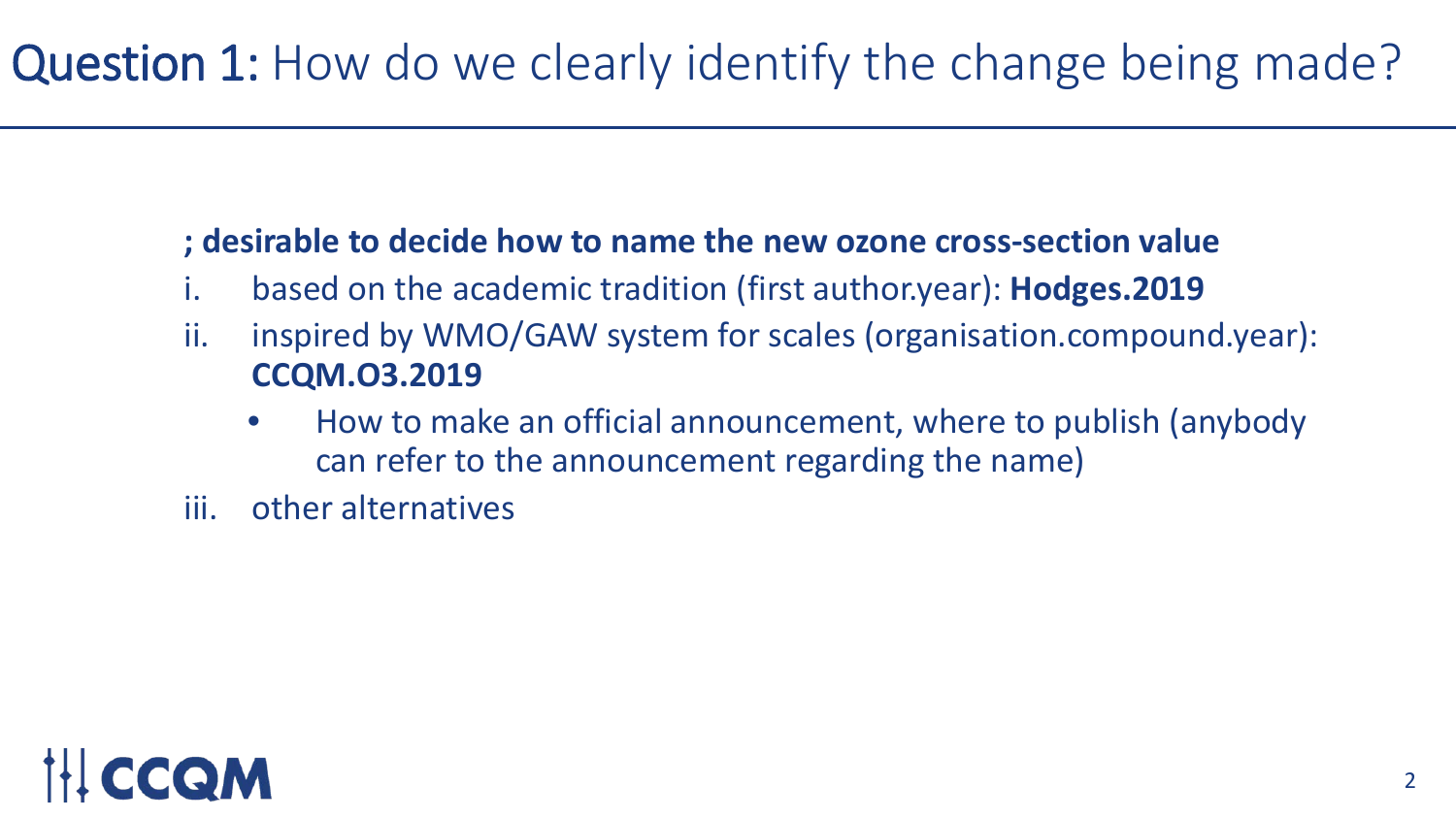# **Question 1:** How do we clearly identify the change being made?

**; desirable to decide how to name the new ozone cross-section value**

i. based on the academic tradition (first author.year): **Hodges.2019**
ii. inspired by WMO/GAW system for scales (organisation.compound.year): **CCQM.O3.2019**
    - How to make an official announcement, where to publish (anybody can refer to the announcement regarding the name)
iii. other alternatives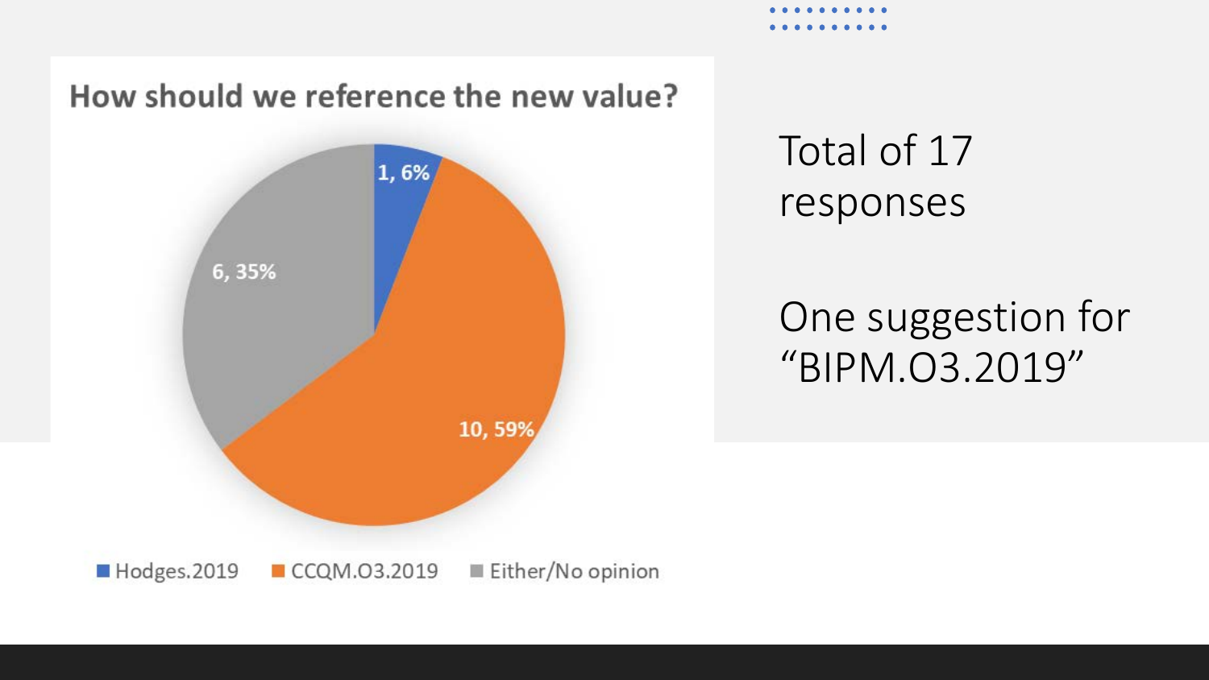## How should we reference the new value?

| Response | Count | Percentage |
|---|---|---|
| Hodges.2019 | 1 | 6% |
| CCQM.O3.2019 | 10 | 59% |
| Either/No opinion | 6 | 35% |

Total of 17 responses

One suggestion for "BIPM.O3.2019"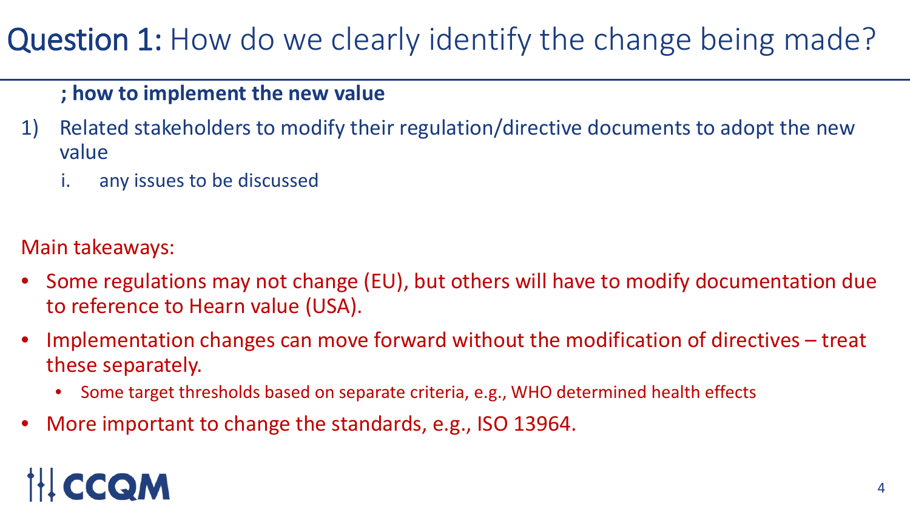# Question 1: How do we clearly identify the change being made?

**; how to implement the new value**

1) Related stakeholders to modify their regulation/directive documents to adopt the new value
   i. any issues to be discussed

Main takeaways:

- Some regulations may not change (EU), but others will have to modify documentation due to reference to Hearn value (USA).
- Implementation changes can move forward without the modification of directives – treat these separately.
  - Some target thresholds based on separate criteria, e.g., WHO determined health effects
- More important to change the standards, e.g., ISO 13964.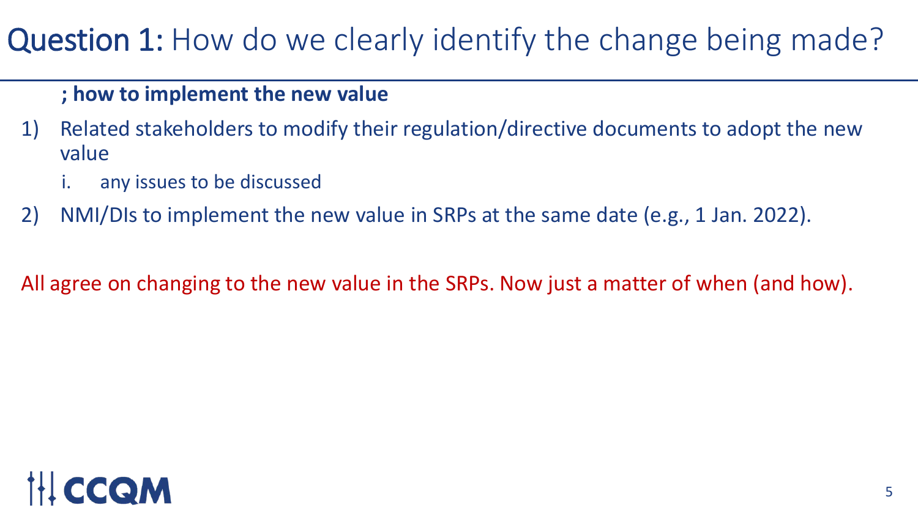# Question 1: How do we clearly identify the change being made?

**; how to implement the new value**

1) Related stakeholders to modify their regulation/directive documents to adopt the new value
   i. any issues to be discussed
2) NMI/DIs to implement the new value in SRPs at the same date (e.g., 1 Jan. 2022).

All agree on changing to the new value in the SRPs. Now just a matter of when (and how).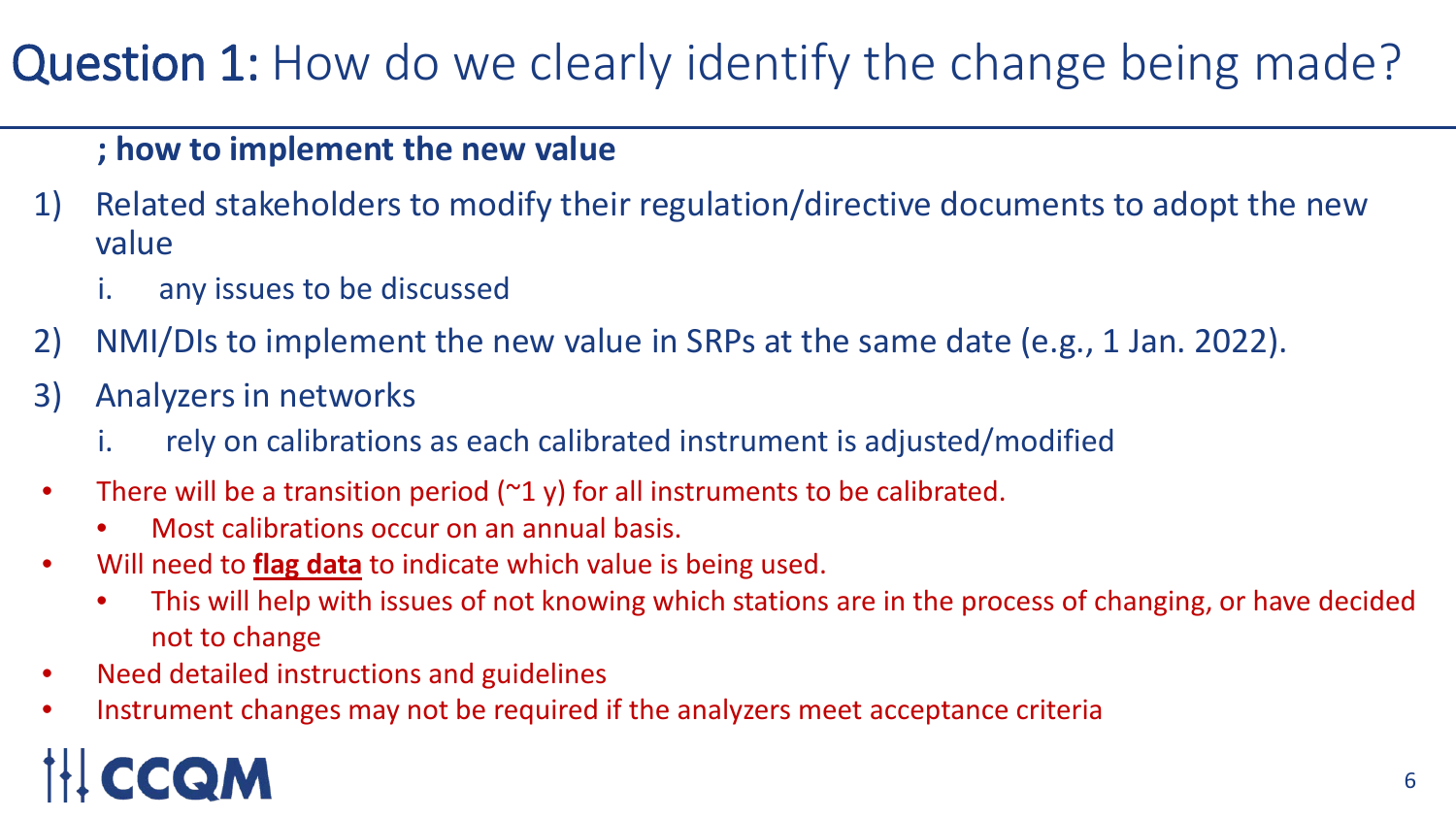# **Question 1:** How do we clearly identify the change being made?

**; how to implement the new value**

1) Related stakeholders to modify their regulation/directive documents to adopt the new value
   i. any issues to be discussed
2) NMI/DIs to implement the new value in SRPs at the same date (e.g., 1 Jan. 2022).
3) Analyzers in networks
   i. rely on calibrations as each calibrated instrument is adjusted/modified

- There will be a transition period (~1 y) for all instruments to be calibrated.
  - Most calibrations occur on an annual basis.
- Will need to **flag data** to indicate which value is being used.
  - This will help with issues of not knowing which stations are in the process of changing, or have decided not to change
- Need detailed instructions and guidelines
- Instrument changes may not be required if the analyzers meet acceptance criteria

CCQM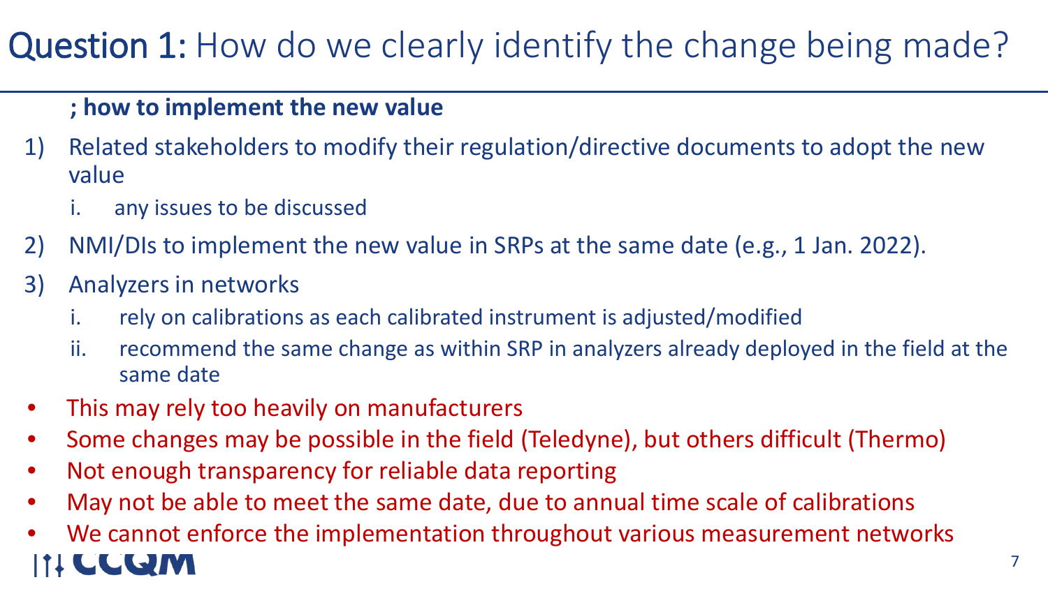# **Question 1:** How do we clearly identify the change being made?

**; how to implement the new value**

1) Related stakeholders to modify their regulation/directive documents to adopt the new value
   i. any issues to be discussed
2) NMI/DIs to implement the new value in SRPs at the same date (e.g., 1 Jan. 2022).
3) Analyzers in networks
   i. rely on calibrations as each calibrated instrument is adjusted/modified
   ii. recommend the same change as within SRP in analyzers already deployed in the field at the same date

- This may rely too heavily on manufacturers
- Some changes may be possible in the field (Teledyne), but others difficult (Thermo)
- Not enough transparency for reliable data reporting
- May not be able to meet the same date, due to annual time scale of calibrations
- We cannot enforce the implementation throughout various measurement networks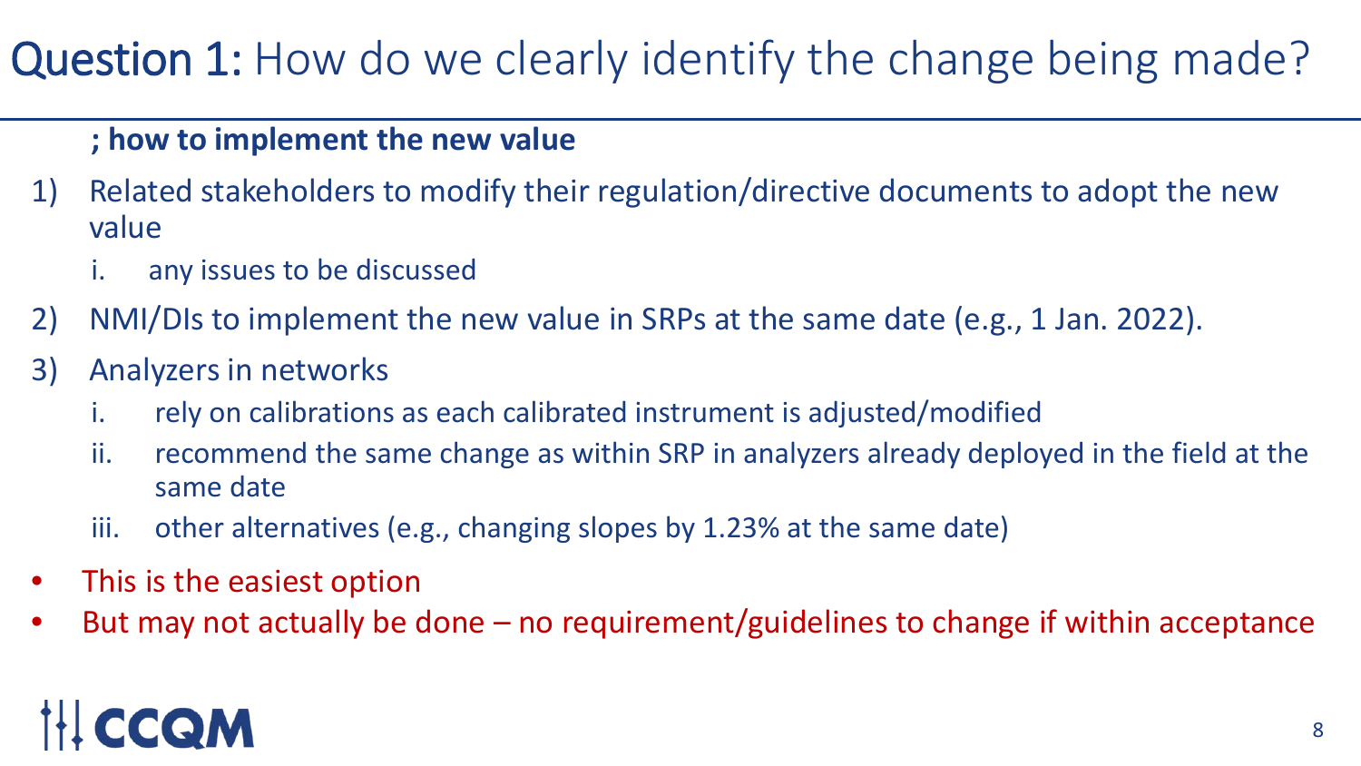# **Question 1:** How do we clearly identify the change being made?

**; how to implement the new value**

1) Related stakeholders to modify their regulation/directive documents to adopt the new value
   i. any issues to be discussed
2) NMI/DIs to implement the new value in SRPs at the same date (e.g., 1 Jan. 2022).
3) Analyzers in networks
   i. rely on calibrations as each calibrated instrument is adjusted/modified
   ii. recommend the same change as within SRP in analyzers already deployed in the field at the same date
   iii. other alternatives (e.g., changing slopes by 1.23% at the same date)

- This is the easiest option
- But may not actually be done – no requirement/guidelines to change if within acceptance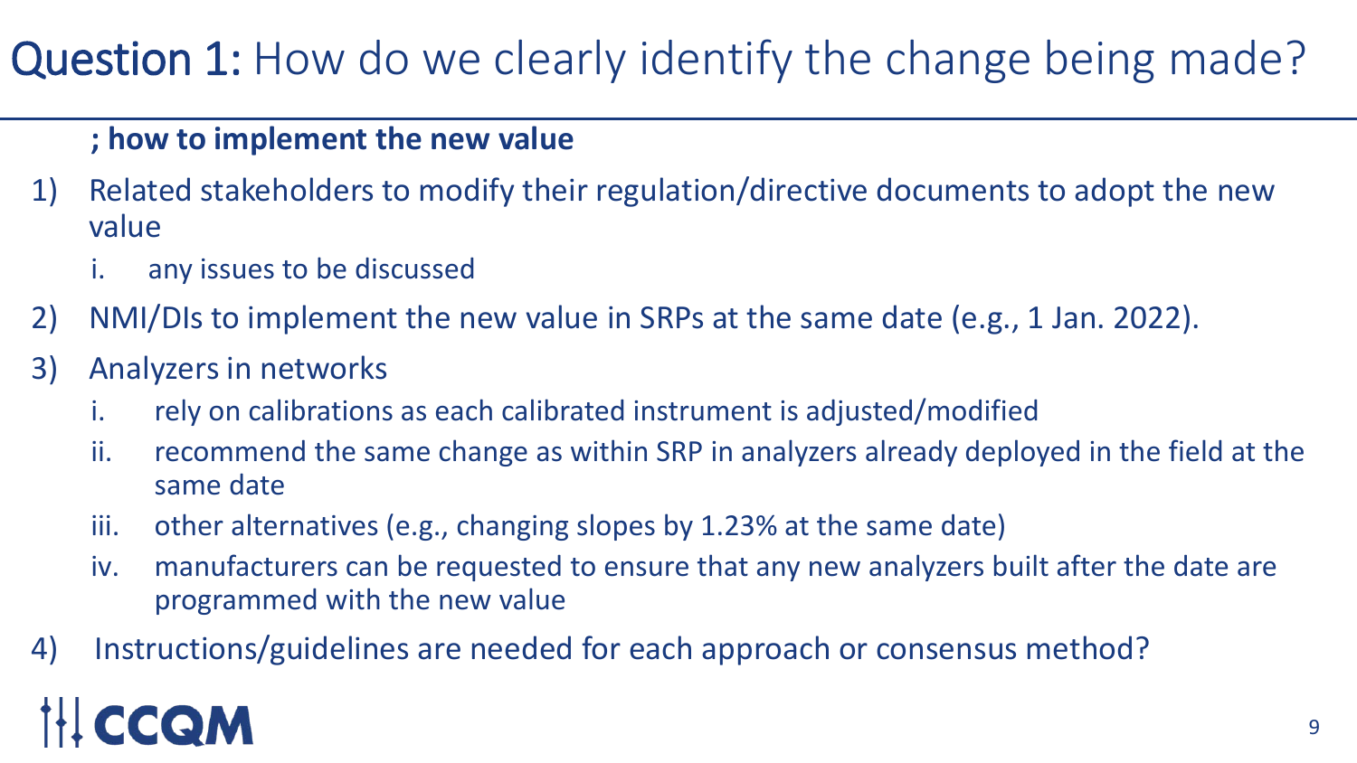# Question 1: How do we clearly identify the change being made?

**; how to implement the new value**

1) Related stakeholders to modify their regulation/directive documents to adopt the new value
   i. any issues to be discussed
2) NMI/DIs to implement the new value in SRPs at the same date (e.g., 1 Jan. 2022).
3) Analyzers in networks
   i. rely on calibrations as each calibrated instrument is adjusted/modified
   ii. recommend the same change as within SRP in analyzers already deployed in the field at the same date
   iii. other alternatives (e.g., changing slopes by 1.23% at the same date)
   iv. manufacturers can be requested to ensure that any new analyzers built after the date are programmed with the new value
4) Instructions/guidelines are needed for each approach or consensus method?

CCQM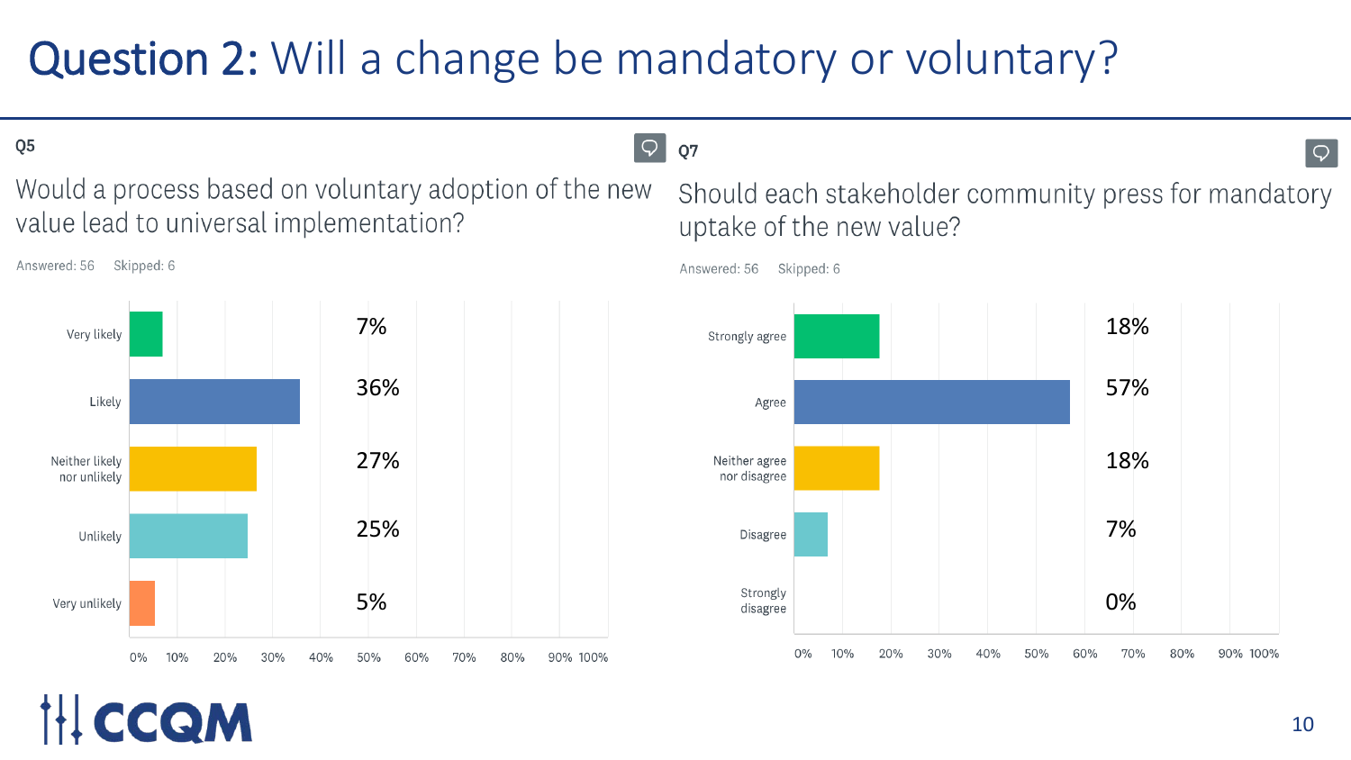# Question 2: Will a change be mandatory or voluntary?

## Q5

Would a process based on voluntary adoption of the new value lead to universal implementation?

Answered: 56 Skipped: 6

| Response | Percentage |
|---|---|
| Very likely | 7% |
| Likely | 36% |
| Neither likely nor unlikely | 27% |
| Unlikely | 25% |
| Very unlikely | 5% |

## Q7

Should each stakeholder community press for mandatory uptake of the new value?

Answered: 56 Skipped: 6

| Response | Percentage |
|---|---|
| Strongly agree | 18% |
| Agree | 57% |
| Neither agree nor disagree | 18% |
| Disagree | 7% |
| Strongly disagree | 0% |

CCQM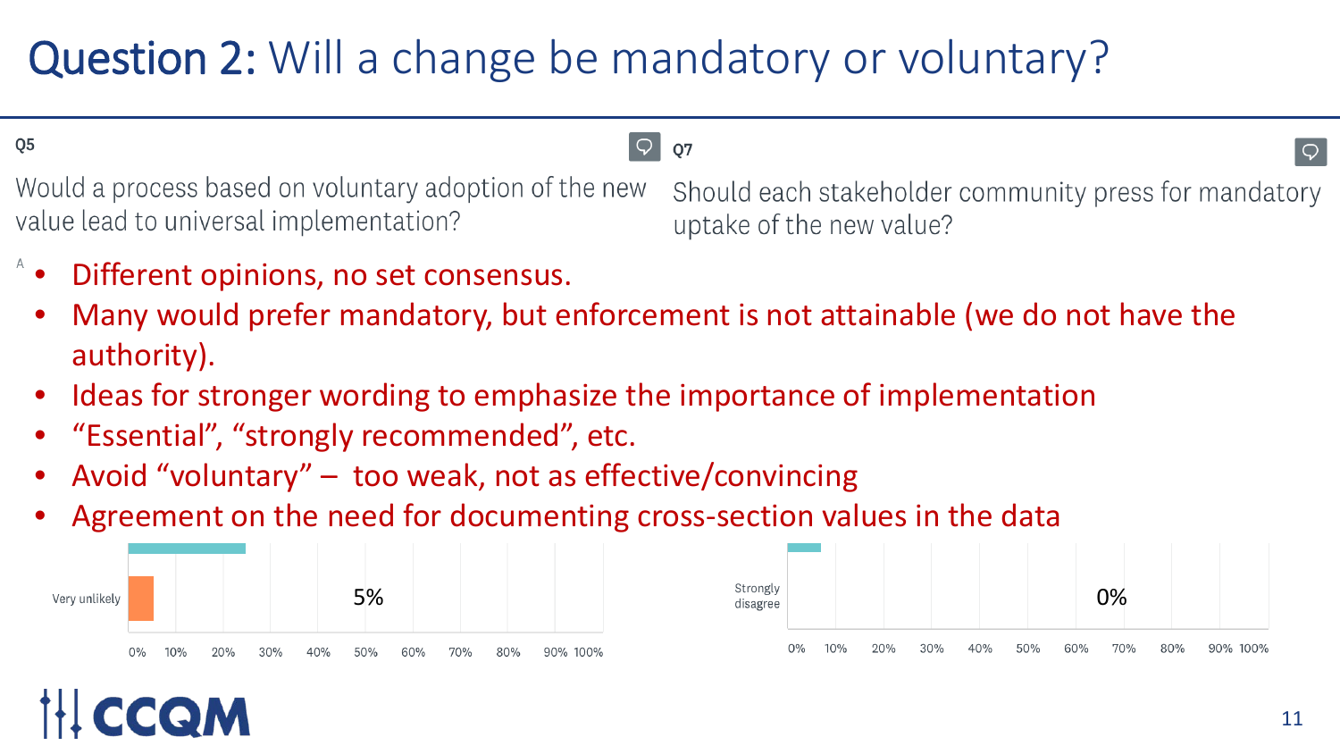# Question 2: Will a change be mandatory or voluntary?

**Q5**

Would a process based on voluntary adoption of the new value lead to universal implementation?

**Q7**

Should each stakeholder community press for mandatory uptake of the new value?

- Different opinions, no set consensus.
- Many would prefer mandatory, but enforcement is not attainable (we do not have the authority).
- Ideas for stronger wording to emphasize the importance of implementation
- "Essential", "strongly recommended", etc.
- Avoid "voluntary" – too weak, not as effective/convincing
- Agreement on the need for documenting cross-section values in the data

Very unlikely 5%

0% 10% 20% 30% 40% 50% 60% 70% 80% 90% 100%

Strongly disagree 0%

0% 10% 20% 30% 40% 50% 60% 70% 80% 90% 100%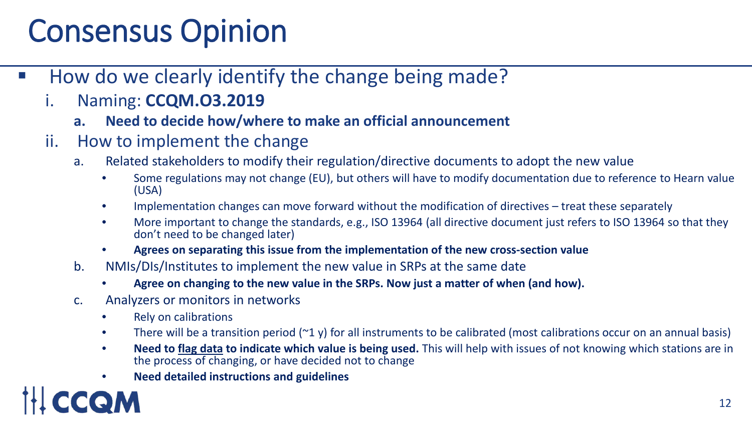# Consensus Opinion

- How do we clearly identify the change being made?
  i. Naming: **CCQM.O3.2019**
     a. **Need to decide how/where to make an official announcement**

  ii. How to implement the change
     a. Related stakeholders to modify their regulation/directive documents to adopt the new value
        - Some regulations may not change (EU), but others will have to modify documentation due to reference to Hearn value (USA)
        - Implementation changes can move forward without the modification of directives – treat these separately
        - More important to change the standards, e.g., ISO 13964 (all directive document just refers to ISO 13964 so that they don't need to be changed later)
        - **Agrees on separating this issue from the implementation of the new cross-section value**

     b. NMIs/DIs/Institutes to implement the new value in SRPs at the same date
        - **Agree on changing to the new value in the SRPs. Now just a matter of when (and how).**

     c. Analyzers or monitors in networks
        - Rely on calibrations
        - There will be a transition period (~1 y) for all instruments to be calibrated (most calibrations occur on an annual basis)
        - **Need to flag data to indicate which value is being used.** This will help with issues of not knowing which stations are in the process of changing, or have decided not to change
        - **Need detailed instructions and guidelines**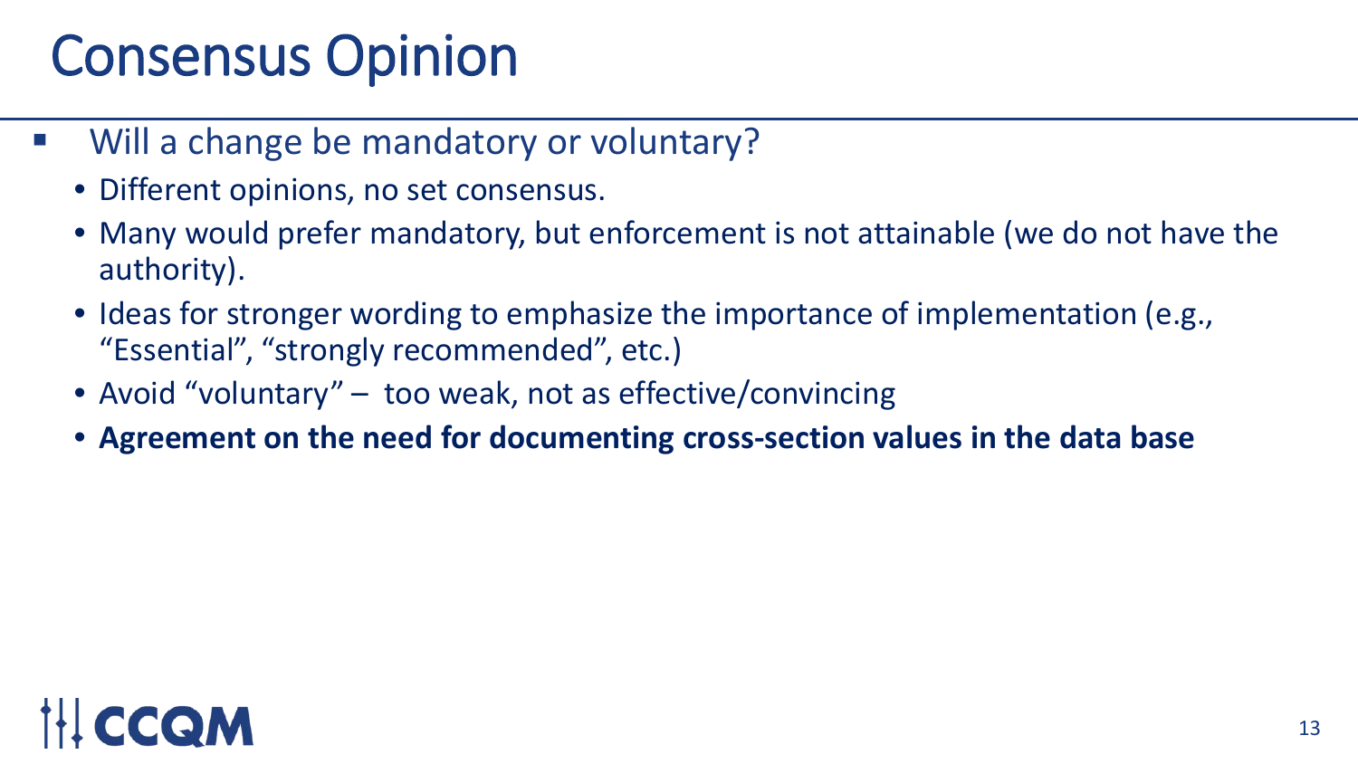# Consensus Opinion

- Will a change be mandatory or voluntary?
  - Different opinions, no set consensus.
  - Many would prefer mandatory, but enforcement is not attainable (we do not have the authority).
  - Ideas for stronger wording to emphasize the importance of implementation (e.g., “Essential”, “strongly recommended”, etc.)
  - Avoid “voluntary” – too weak, not as effective/convincing
  - **Agreement on the need for documenting cross-section values in the data base**

CCQM